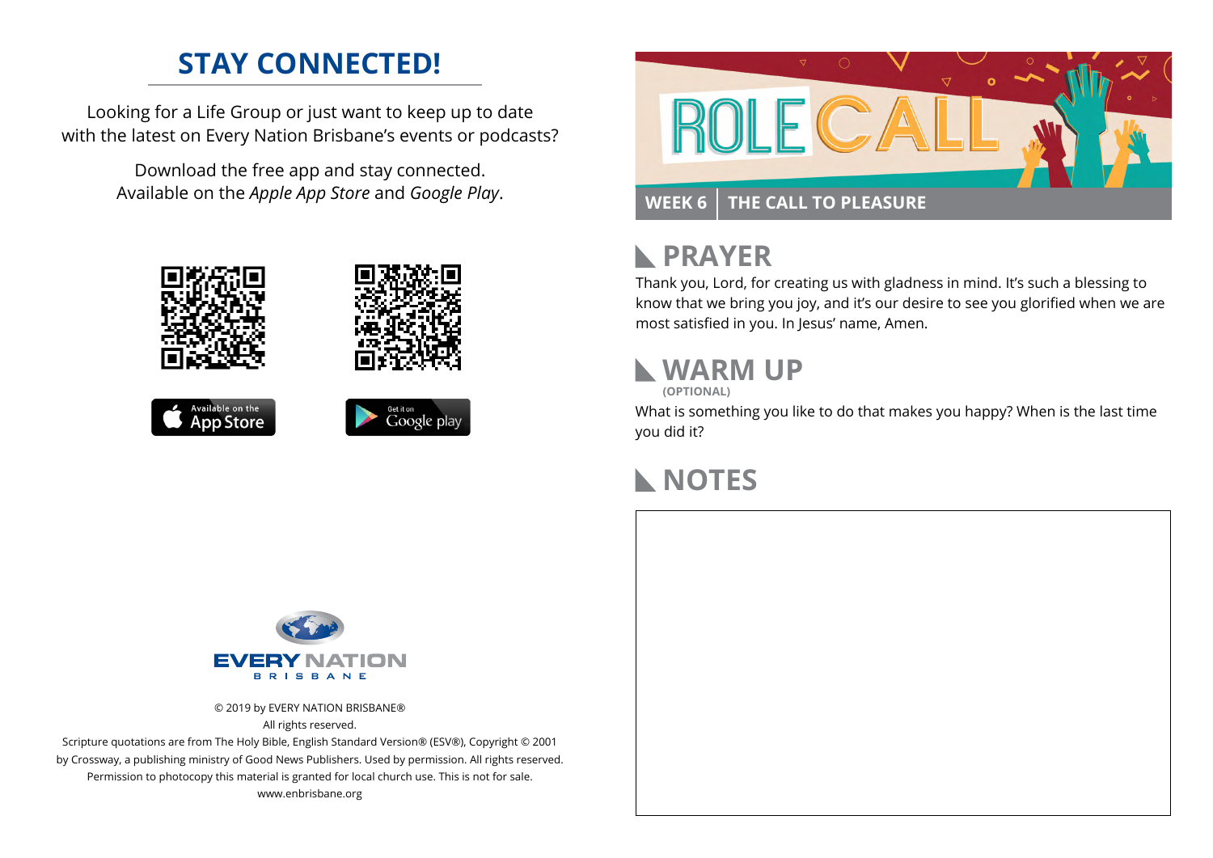# STAY CONNECTED!

Looking for a Life Group or just want to keep up to date with the latest on Every Nation Brisbane's events or podcasts?

Download the free app and stay connected. Available on the *Apple App Store* and *Google Play*.

Available on the App Store

Get it on Google play

EVERY NATION
BRISBANE

© 2019 by EVERY NATION BRISBANE®
All rights reserved.
Scripture quotations are from The Holy Bible, English Standard Version® (ESV®), Copyright © 2001 by Crossway, a publishing ministry of Good News Publishers. Used by permission. All rights reserved.
Permission to photocopy this material is granted for local church use. This is not for sale.
www.enbrisbane.org

# ROLE CALL

**WEEK 6 | THE CALL TO PLEASURE**

## PRAYER

Thank you, Lord, for creating us with gladness in mind. It's such a blessing to know that we bring you joy, and it's our desire to see you glorified when we are most satisfied in you. In Jesus' name, Amen.

## WARM UP

**(OPTIONAL)**

What is something you like to do that makes you happy? When is the last time you did it?

## NOTES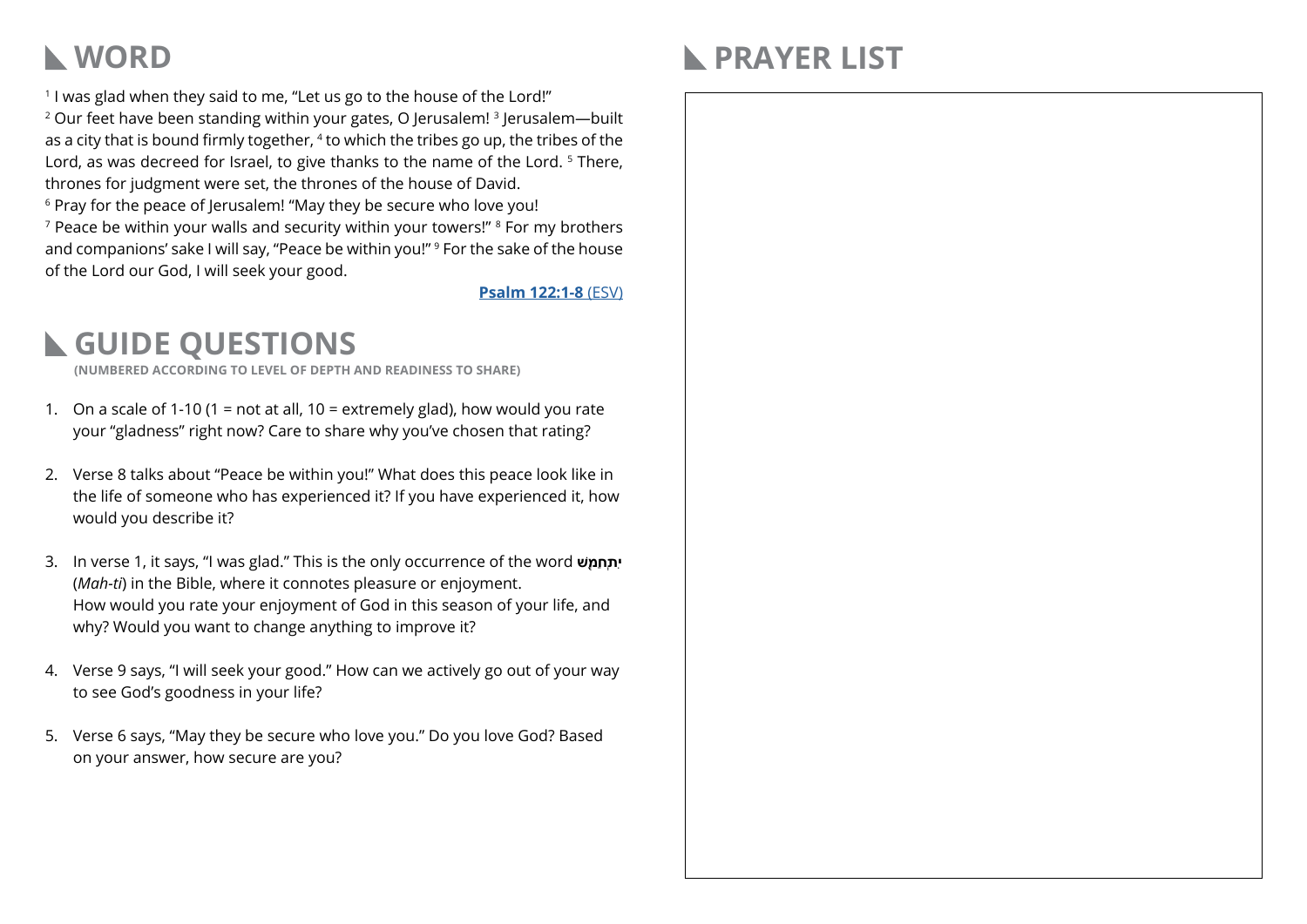## WORD

[1] I was glad when they said to me, "Let us go to the house of the Lord!"
[2] Our feet have been standing within your gates, O Jerusalem! [3] Jerusalem—built as a city that is bound firmly together, [4] to which the tribes go up, the tribes of the Lord, as was decreed for Israel, to give thanks to the name of the Lord. [5] There, thrones for judgment were set, the thrones of the house of David.
[6] Pray for the peace of Jerusalem! "May they be secure who love you!
[7] Peace be within your walls and security within your towers!" [8] For my brothers and companions' sake I will say, "Peace be within you!" [9] For the sake of the house of the Lord our God, I will seek your good.

**Psalm 122:1-8** (ESV)

## GUIDE QUESTIONS

**(NUMBERED ACCORDING TO LEVEL OF DEPTH AND READINESS TO SHARE)**

1. On a scale of 1-10 (1 = not at all, 10 = extremely glad), how would you rate your "gladness" right now? Care to share why you've chosen that rating?

2. Verse 8 talks about "Peace be within you!" What does this peace look like in the life of someone who has experienced it? If you have experienced it, how would you describe it?

3. In verse 1, it says, "I was glad." This is the only occurrence of the word **שָׂמַחְתִּי** (*Mah-ti*) in the Bible, where it connotes pleasure or enjoyment.
   How would you rate your enjoyment of God in this season of your life, and why? Would you want to change anything to improve it?

4. Verse 9 says, "I will seek your good." How can we actively go out of your way to see God's goodness in your life?

5. Verse 6 says, "May they be secure who love you." Do you love God? Based on your answer, how secure are you?

## PRAYER LIST